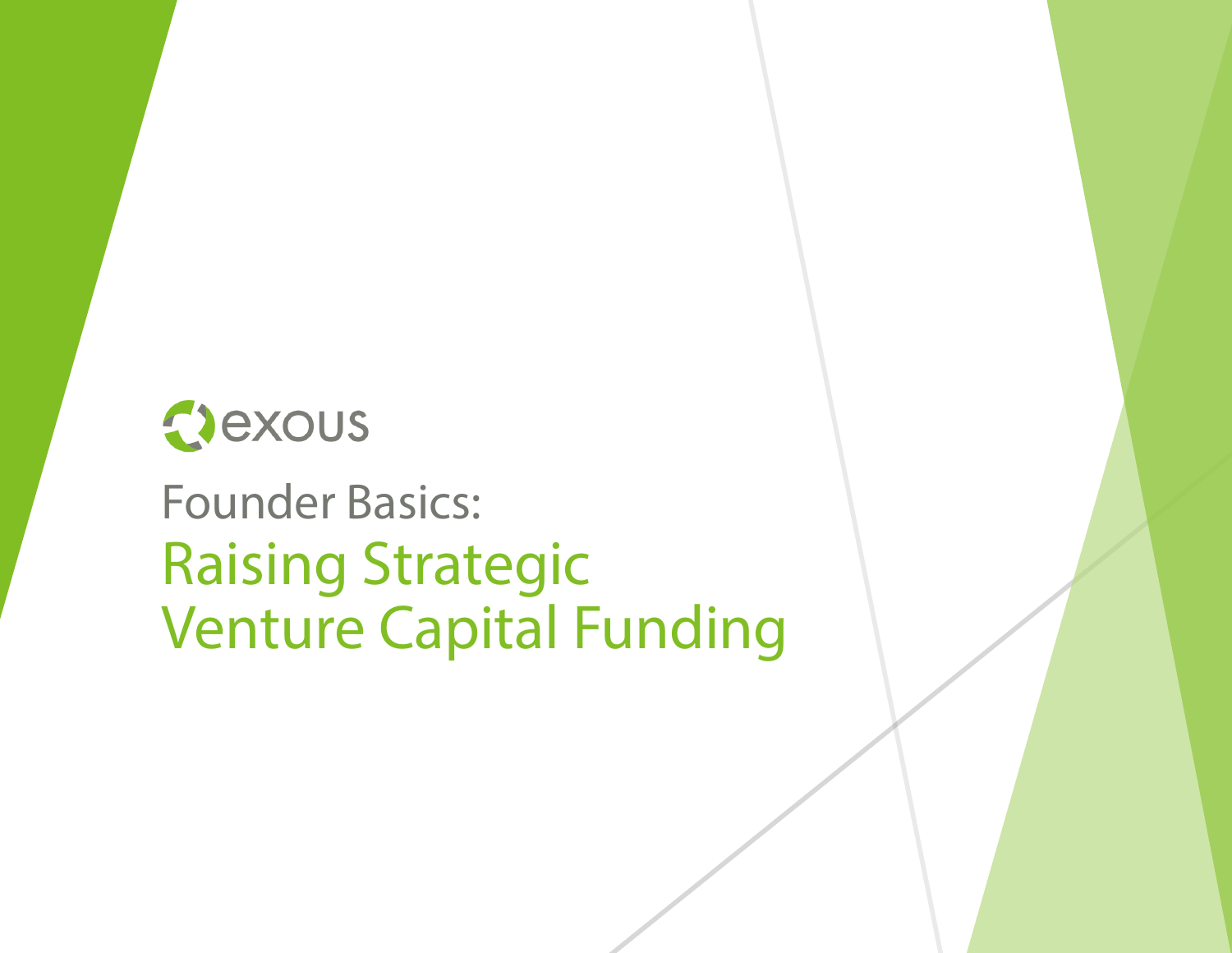exous

# Founder Basics:

# Raising Strategic Venture Capital Funding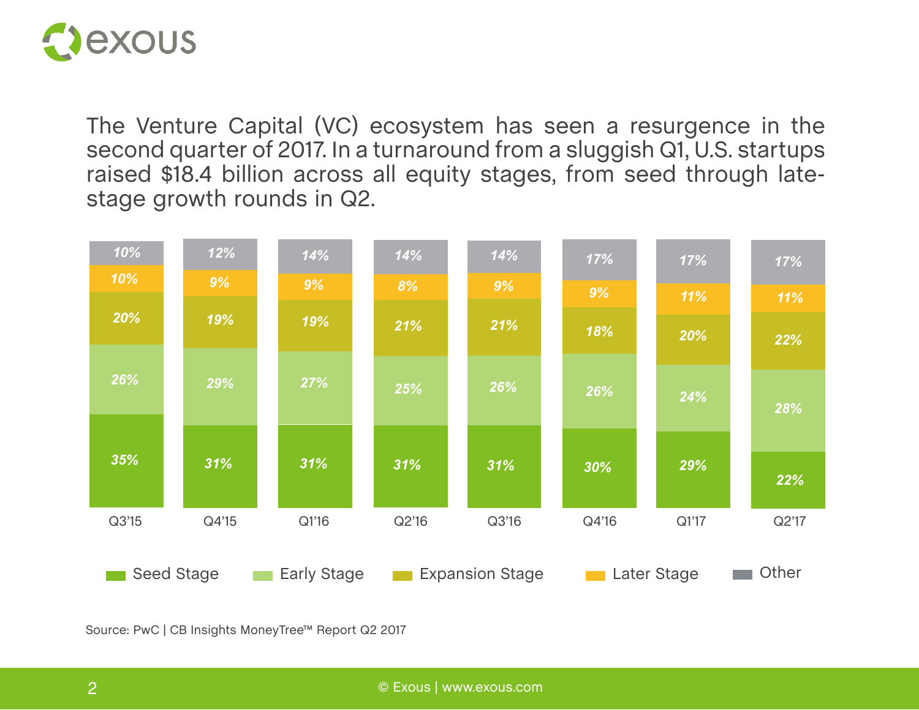The Venture Capital (VC) ecosystem has seen a resurgence in the second quarter of 2017. In a turnaround from a sluggish Q1, U.S. startups raised $18.4 billion across all equity stages, from seed through late-stage growth rounds in Q2.

| Stage | Q3'15 | Q4'15 | Q1'16 | Q2'16 | Q3'16 | Q4'16 | Q1'17 | Q2'17 |
|---|---|---|---|---|---|---|---|---|
| Other | 10% | 12% | 14% | 14% | 14% | 17% | 17% | 17% |
| Later Stage | 10% | 9% | 9% | 8% | 9% | 9% | 11% | 11% |
| Expansion Stage | 20% | 19% | 19% | 21% | 21% | 18% | 20% | 22% |
| Early Stage | 26% | 29% | 27% | 25% | 26% | 26% | 24% | 28% |
| Seed Stage | 35% | 31% | 31% | 31% | 31% | 30% | 29% | 22% |

Source: PwC | CB Insights MoneyTree™ Report Q2 2017

© Exous | www.exous.com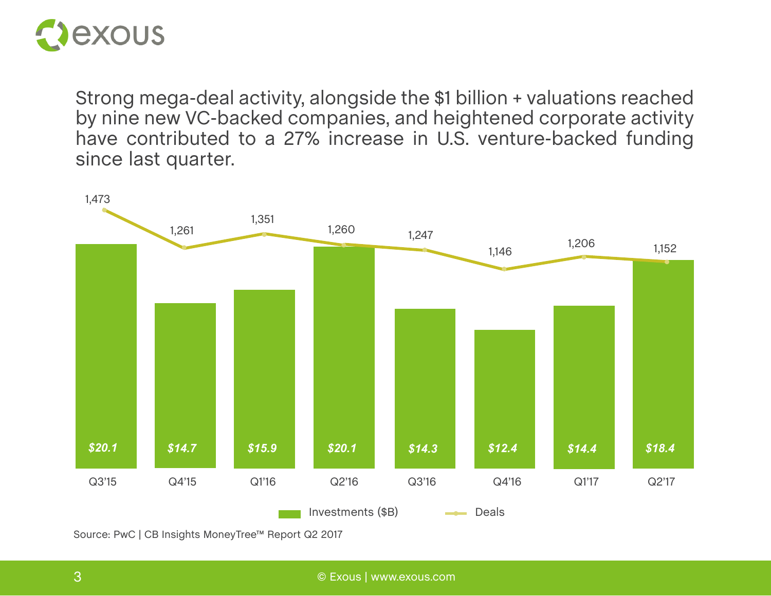Strong mega-deal activity, alongside the $1 billion + valuations reached by nine new VC-backed companies, and heightened corporate activity have contributed to a 27% increase in U.S. venture-backed funding since last quarter.

| Quarter | Investments ($B) | Deals |
|---|---|---|
| Q3'15 | $20.1 | 1,473 |
| Q4'15 | $14.7 | 1,261 |
| Q1'16 | $15.9 | 1,351 |
| Q2'16 | $20.1 | 1,260 |
| Q3'16 | $14.3 | 1,247 |
| Q4'16 | $12.4 | 1,146 |
| Q1'17 | $14.4 | 1,206 |
| Q2'17 | $18.4 | 1,152 |

Source: PwC | CB Insights MoneyTree™ Report Q2 2017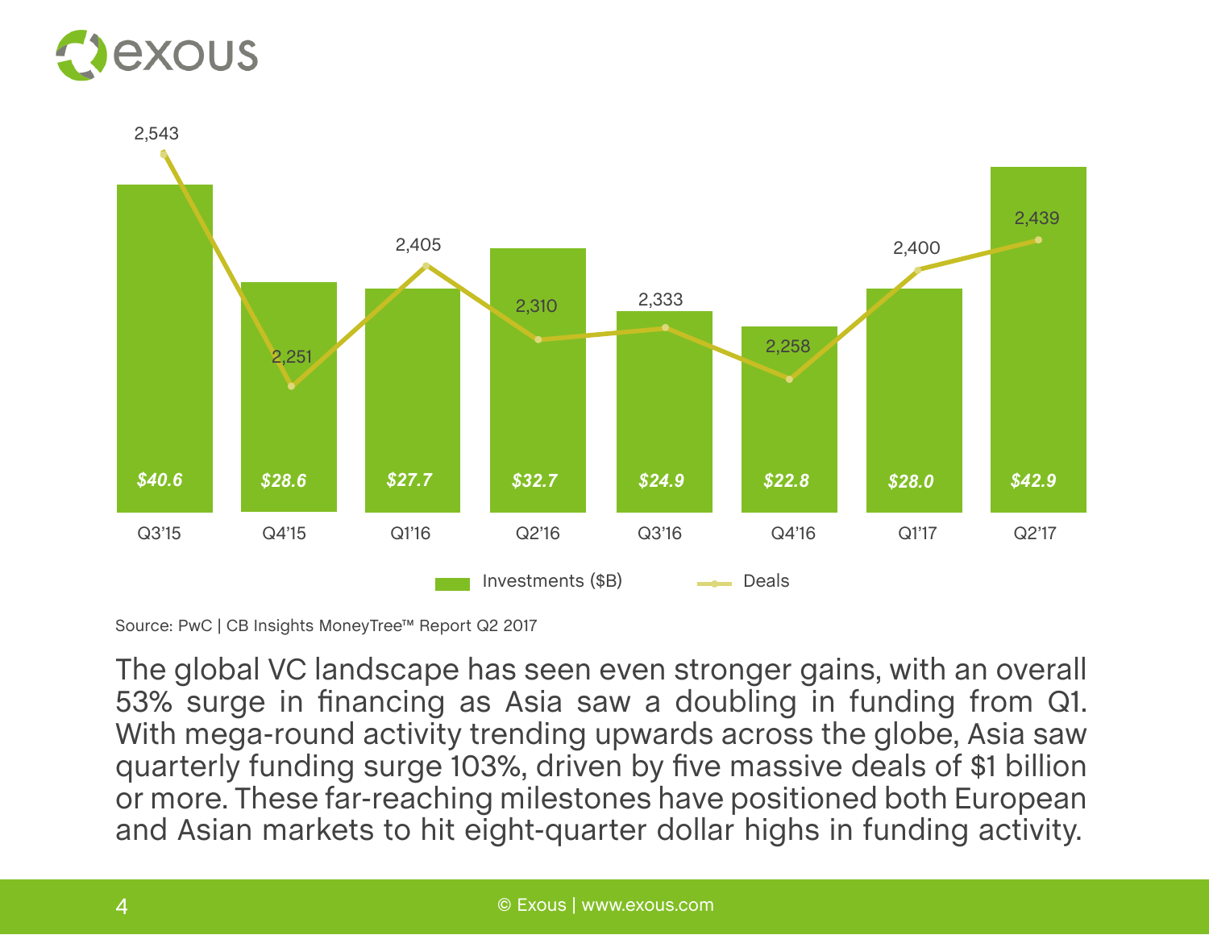| Quarter | Investments ($B) | Deals |
|---|---|---|
| Q3'15 | $40.6 | 2,543 |
| Q4'15 | $28.6 | 2,251 |
| Q1'16 | $27.7 | 2,405 |
| Q2'16 | $32.7 | 2,310 |
| Q3'16 | $24.9 | 2,333 |
| Q4'16 | $22.8 | 2,258 |
| Q1'17 | $28.0 | 2,400 |
| Q2'17 | $42.9 | 2,439 |

Source: PwC | CB Insights MoneyTree™ Report Q2 2017

The global VC landscape has seen even stronger gains, with an overall 53% surge in financing as Asia saw a doubling in funding from Q1. With mega-round activity trending upwards across the globe, Asia saw quarterly funding surge 103%, driven by five massive deals of $1 billion or more. These far-reaching milestones have positioned both European and Asian markets to hit eight-quarter dollar highs in funding activity.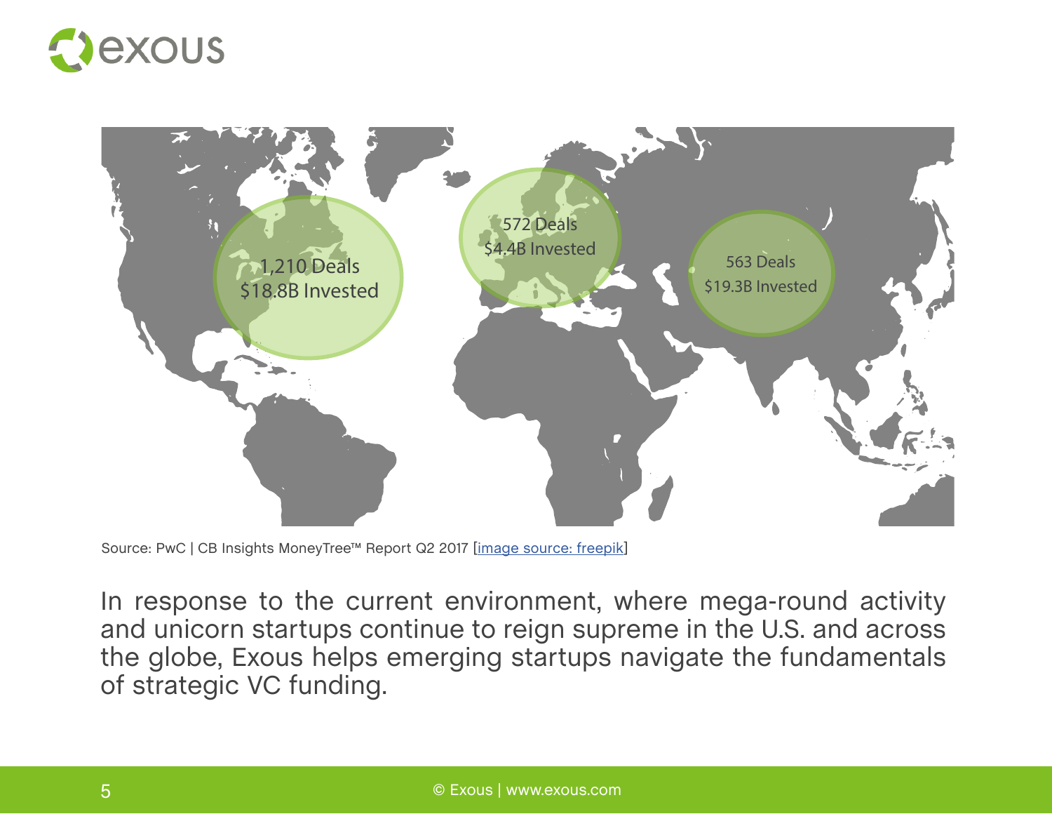1,210 Deals
$18.8B Invested

572 Deals
$4.4B Invested

563 Deals
$19.3B Invested

Source: PwC | CB Insights MoneyTree™ Report Q2 2017 [image source: freepik]

In response to the current environment, where mega-round activity and unicorn startups continue to reign supreme in the U.S. and across the globe, Exous helps emerging startups navigate the fundamentals of strategic VC funding.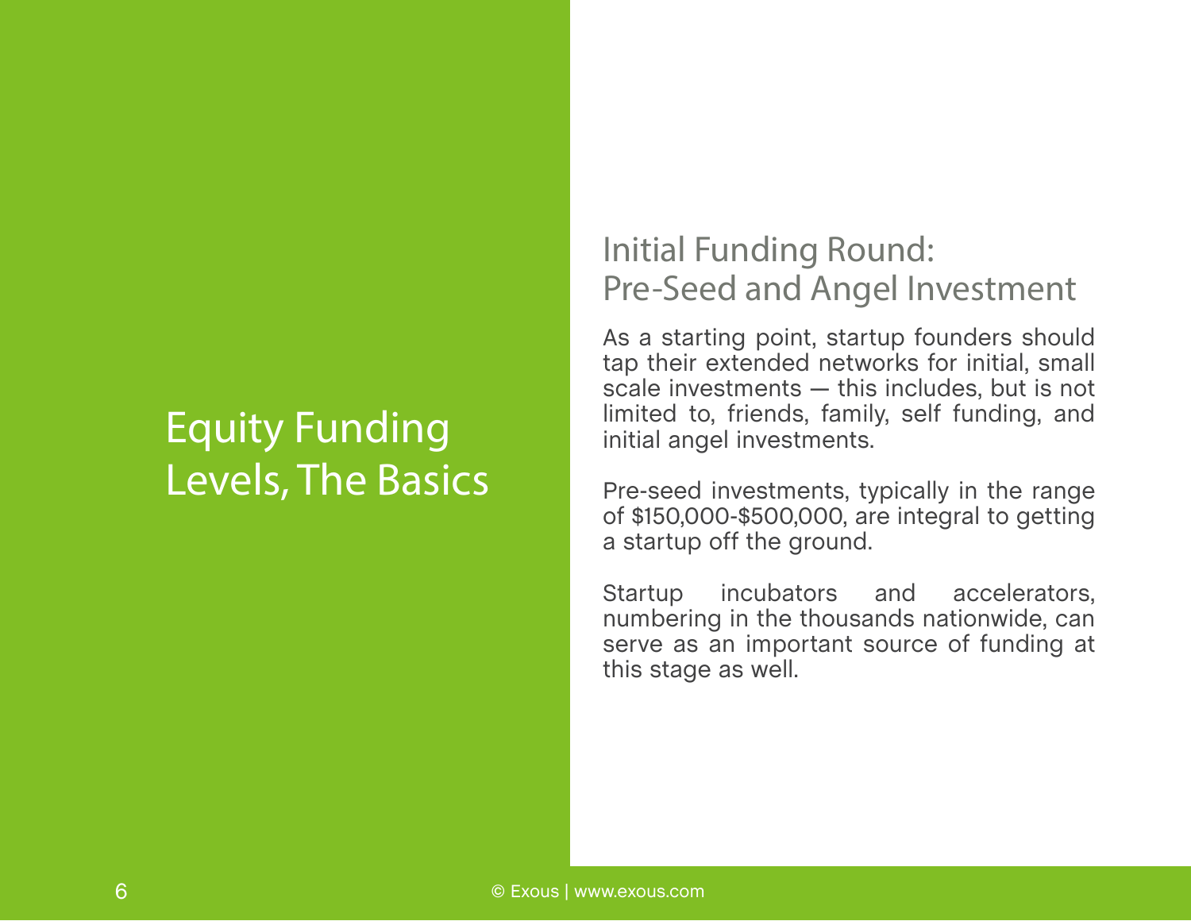# Equity Funding Levels, The Basics

## Initial Funding Round: Pre-Seed and Angel Investment

As a starting point, startup founders should tap their extended networks for initial, small scale investments — this includes, but is not limited to, friends, family, self funding, and initial angel investments.

Pre-seed investments, typically in the range of $150,000-$500,000, are integral to getting a startup off the ground.

Startup incubators and accelerators, numbering in the thousands nationwide, can serve as an important source of funding at this stage as well.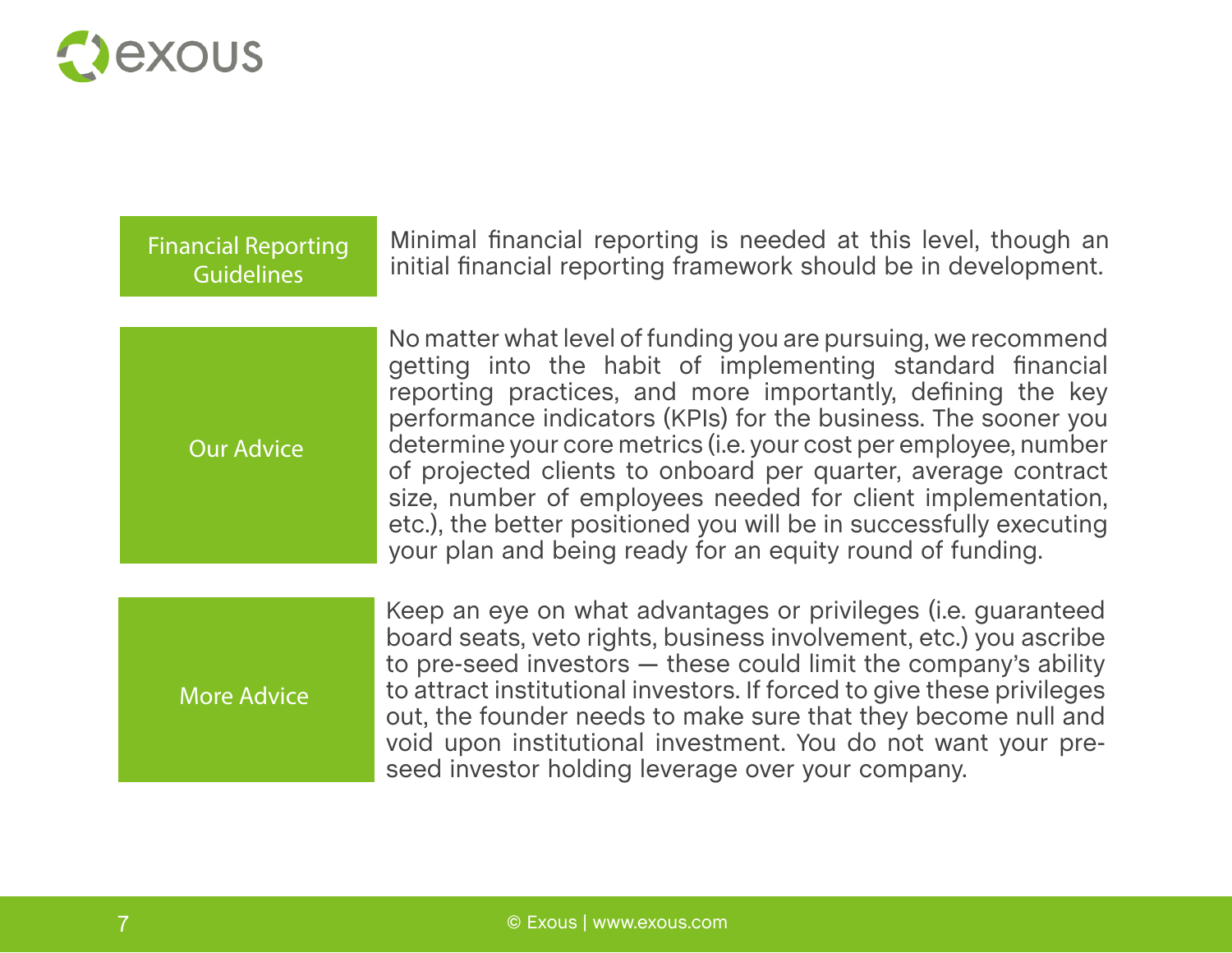**Financial Reporting Guidelines**

Minimal financial reporting is needed at this level, though an initial financial reporting framework should be in development.

**Our Advice**

No matter what level of funding you are pursuing, we recommend getting into the habit of implementing standard financial reporting practices, and more importantly, defining the key performance indicators (KPIs) for the business. The sooner you determine your core metrics (i.e. your cost per employee, number of projected clients to onboard per quarter, average contract size, number of employees needed for client implementation, etc.), the better positioned you will be in successfully executing your plan and being ready for an equity round of funding.

**More Advice**

Keep an eye on what advantages or privileges (i.e. guaranteed board seats, veto rights, business involvement, etc.) you ascribe to pre-seed investors — these could limit the company's ability to attract institutional investors. If forced to give these privileges out, the founder needs to make sure that they become null and void upon institutional investment. You do not want your pre-seed investor holding leverage over your company.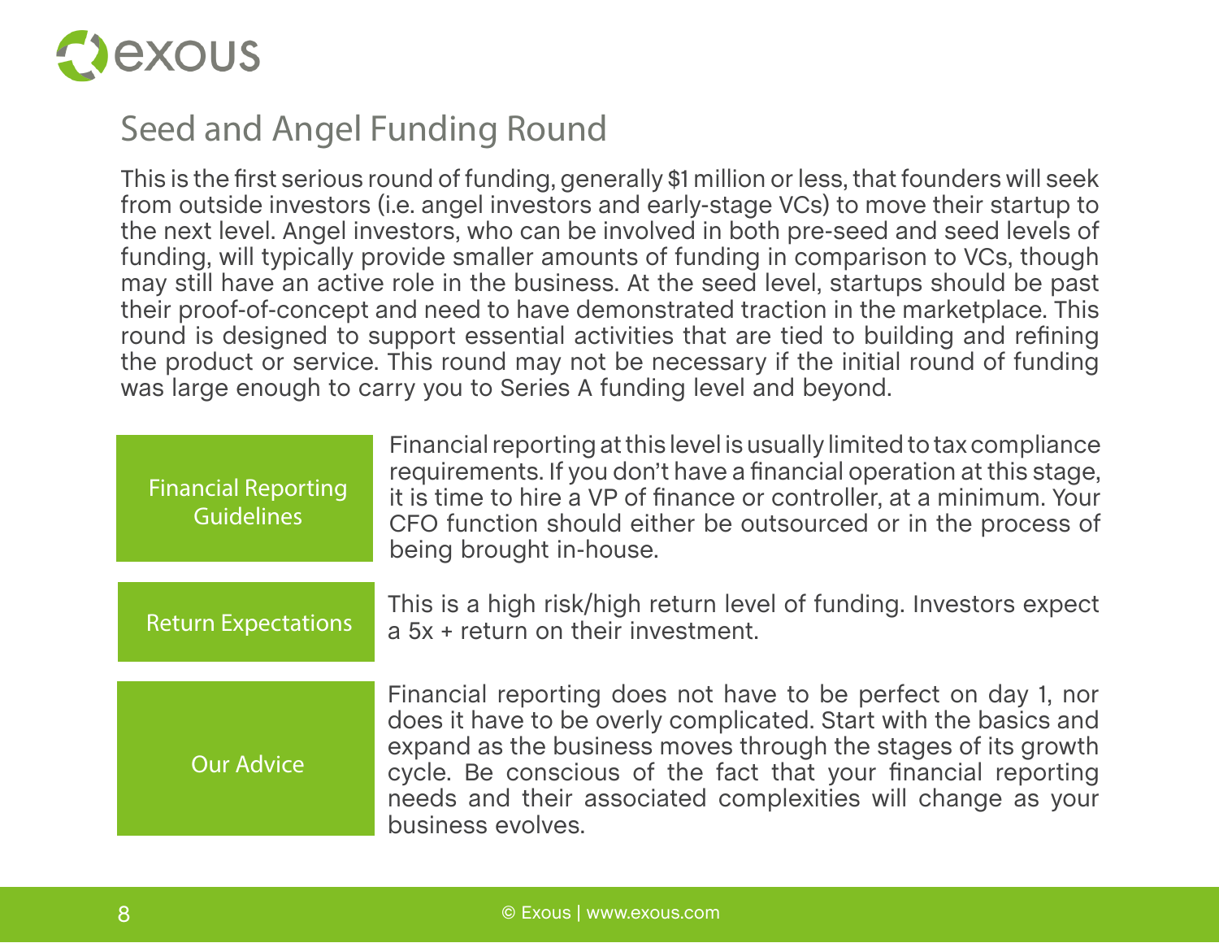## Seed and Angel Funding Round

This is the first serious round of funding, generally $1 million or less, that founders will seek from outside investors (i.e. angel investors and early-stage VCs) to move their startup to the next level. Angel investors, who can be involved in both pre-seed and seed levels of funding, will typically provide smaller amounts of funding in comparison to VCs, though may still have an active role in the business. At the seed level, startups should be past their proof-of-concept and need to have demonstrated traction in the marketplace. This round is designed to support essential activities that are tied to building and refining the product or service. This round may not be necessary if the initial round of funding was large enough to carry you to Series A funding level and beyond.

| | |
|---|---|
| Financial Reporting Guidelines | Financial reporting at this level is usually limited to tax compliance requirements. If you don't have a financial operation at this stage, it is time to hire a VP of finance or controller, at a minimum. Your CFO function should either be outsourced or in the process of being brought in-house. |
| Return Expectations | This is a high risk/high return level of funding. Investors expect a 5x + return on their investment. |
| Our Advice | Financial reporting does not have to be perfect on day 1, nor does it have to be overly complicated. Start with the basics and expand as the business moves through the stages of its growth cycle. Be conscious of the fact that your financial reporting needs and their associated complexities will change as your business evolves. |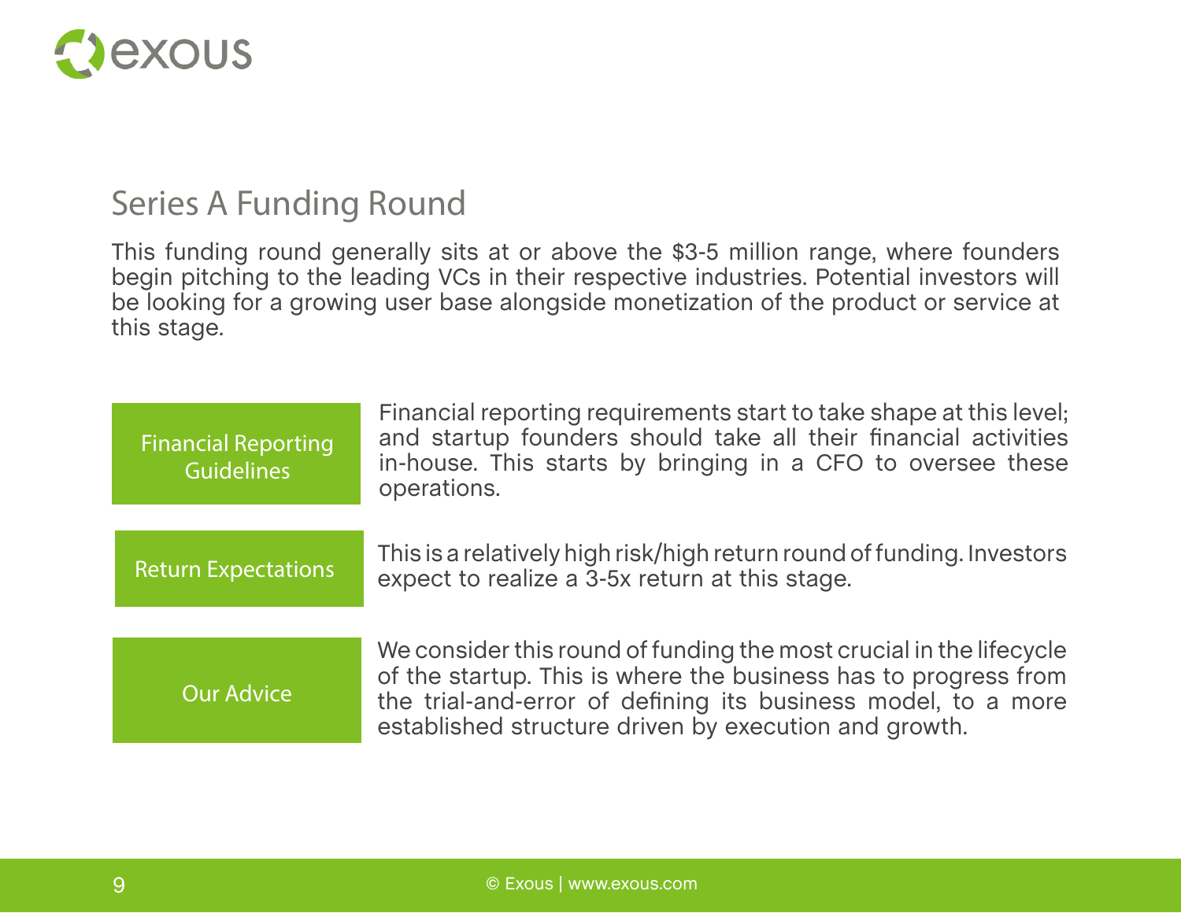## Series A Funding Round

This funding round generally sits at or above the $3-5 million range, where founders begin pitching to the leading VCs in their respective industries. Potential investors will be looking for a growing user base alongside monetization of the product or service at this stage.

| | |
|---|---|
| Financial Reporting Guidelines | Financial reporting requirements start to take shape at this level; and startup founders should take all their financial activities in-house. This starts by bringing in a CFO to oversee these operations. |
| Return Expectations | This is a relatively high risk/high return round of funding. Investors expect to realize a 3-5x return at this stage. |
| Our Advice | We consider this round of funding the most crucial in the lifecycle of the startup. This is where the business has to progress from the trial-and-error of defining its business model, to a more established structure driven by execution and growth. |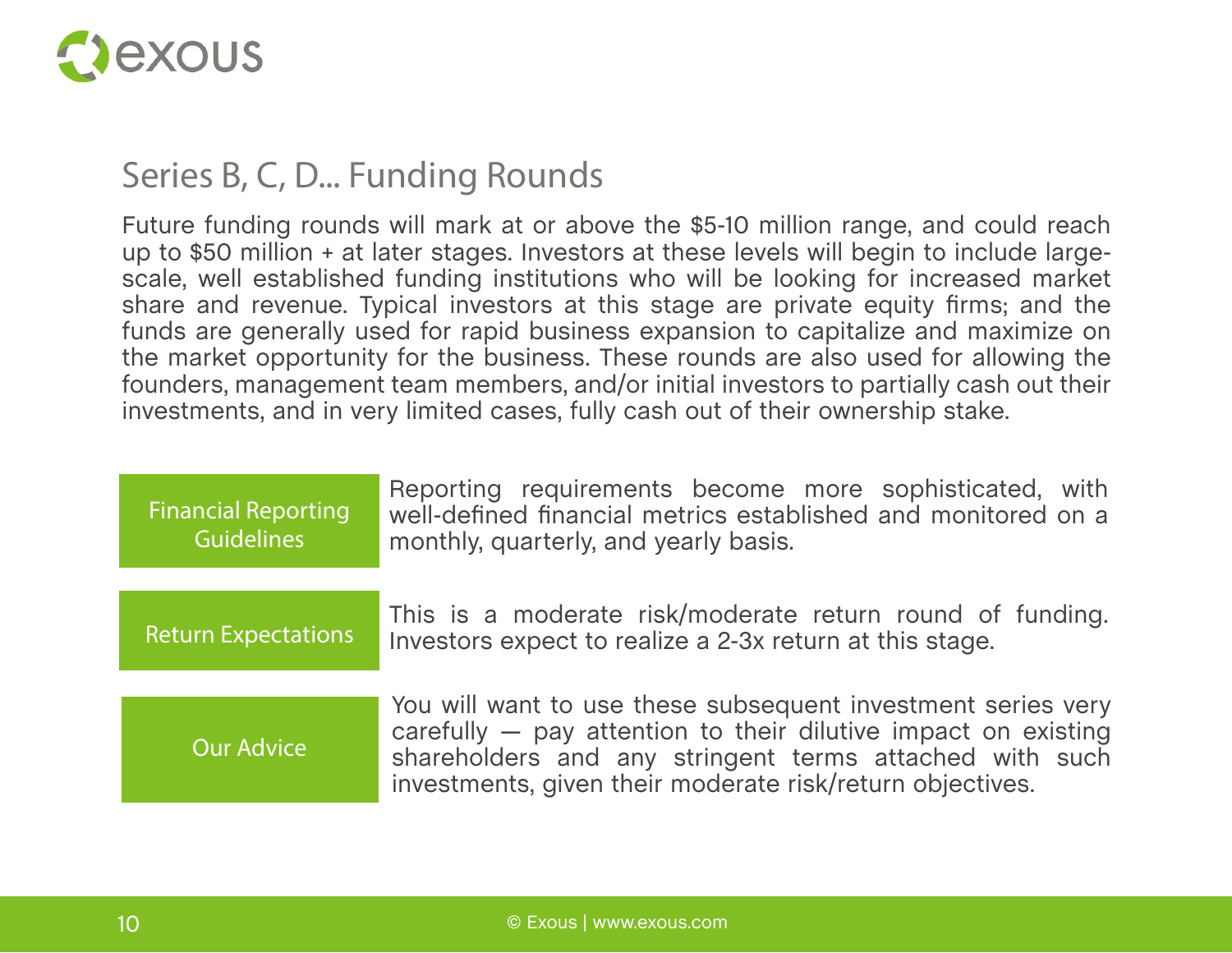## Series B, C, D... Funding Rounds

Future funding rounds will mark at or above the $5-10 million range, and could reach up to $50 million + at later stages. Investors at these levels will begin to include large-scale, well established funding institutions who will be looking for increased market share and revenue. Typical investors at this stage are private equity firms; and the funds are generally used for rapid business expansion to capitalize and maximize on the market opportunity for the business. These rounds are also used for allowing the founders, management team members, and/or initial investors to partially cash out their investments, and in very limited cases, fully cash out of their ownership stake.

| | |
|---|---|
| Financial Reporting Guidelines | Reporting requirements become more sophisticated, with well-defined financial metrics established and monitored on a monthly, quarterly, and yearly basis. |
| Return Expectations | This is a moderate risk/moderate return round of funding. Investors expect to realize a 2-3x return at this stage. |
| Our Advice | You will want to use these subsequent investment series very carefully — pay attention to their dilutive impact on existing shareholders and any stringent terms attached with such investments, given their moderate risk/return objectives. |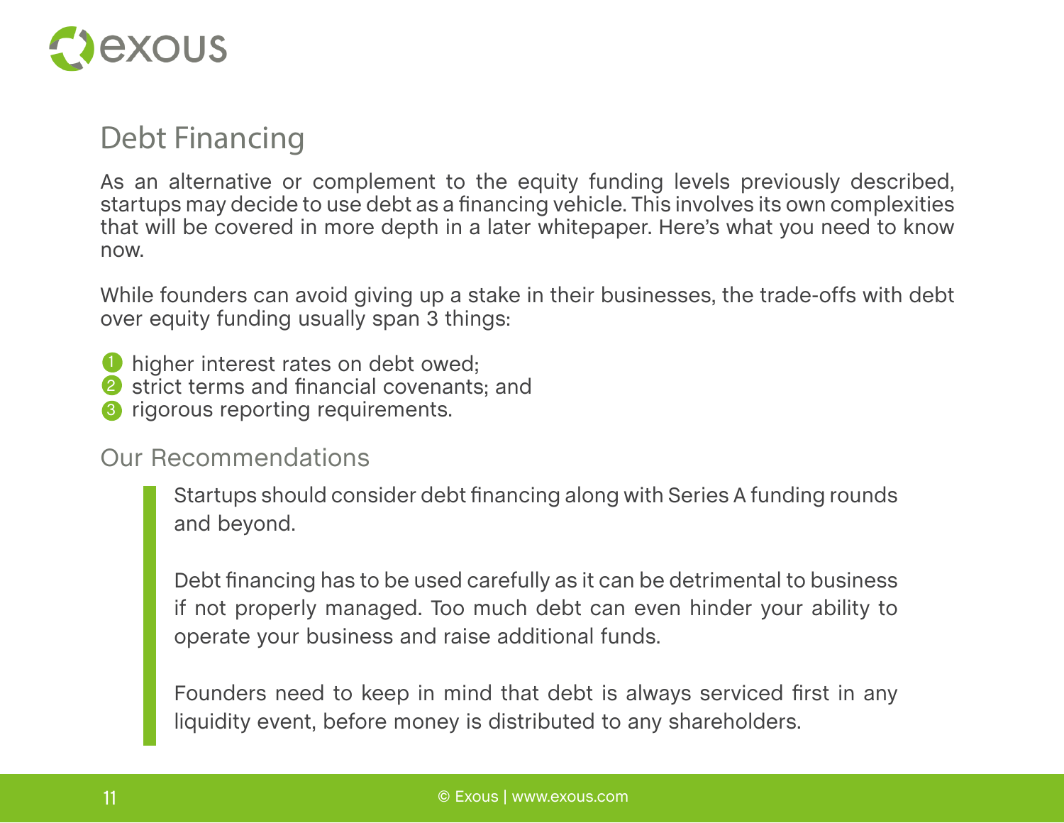## Debt Financing

As an alternative or complement to the equity funding levels previously described, startups may decide to use debt as a financing vehicle. This involves its own complexities that will be covered in more depth in a later whitepaper. Here's what you need to know now.

While founders can avoid giving up a stake in their businesses, the trade-offs with debt over equity funding usually span 3 things:

1. higher interest rates on debt owed;
2. strict terms and financial covenants; and
3. rigorous reporting requirements.

### Our Recommendations

> Startups should consider debt financing along with Series A funding rounds and beyond.
>
> Debt financing has to be used carefully as it can be detrimental to business if not properly managed. Too much debt can even hinder your ability to operate your business and raise additional funds.
>
> Founders need to keep in mind that debt is always serviced first in any liquidity event, before money is distributed to any shareholders.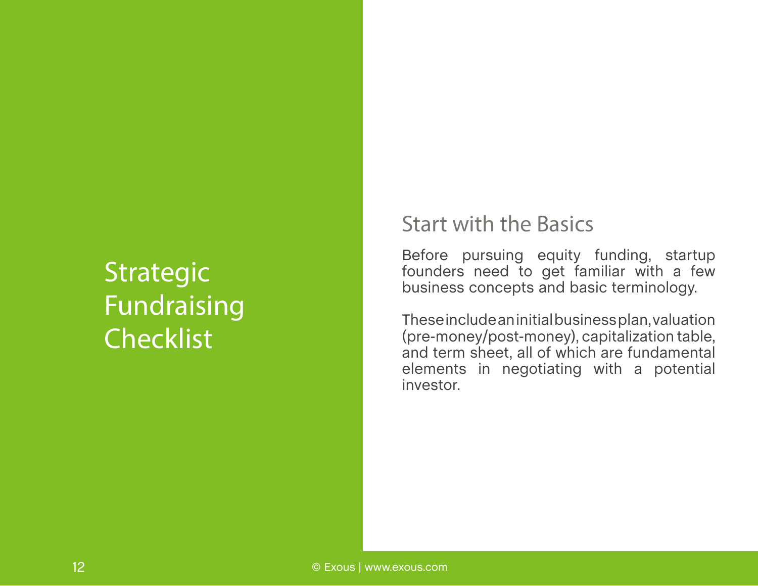# Strategic Fundraising Checklist

## Start with the Basics

Before pursuing equity funding, startup founders need to get familiar with a few business concepts and basic terminology.

These include an initial business plan, valuation (pre-money/post-money), capitalization table, and term sheet, all of which are fundamental elements in negotiating with a potential investor.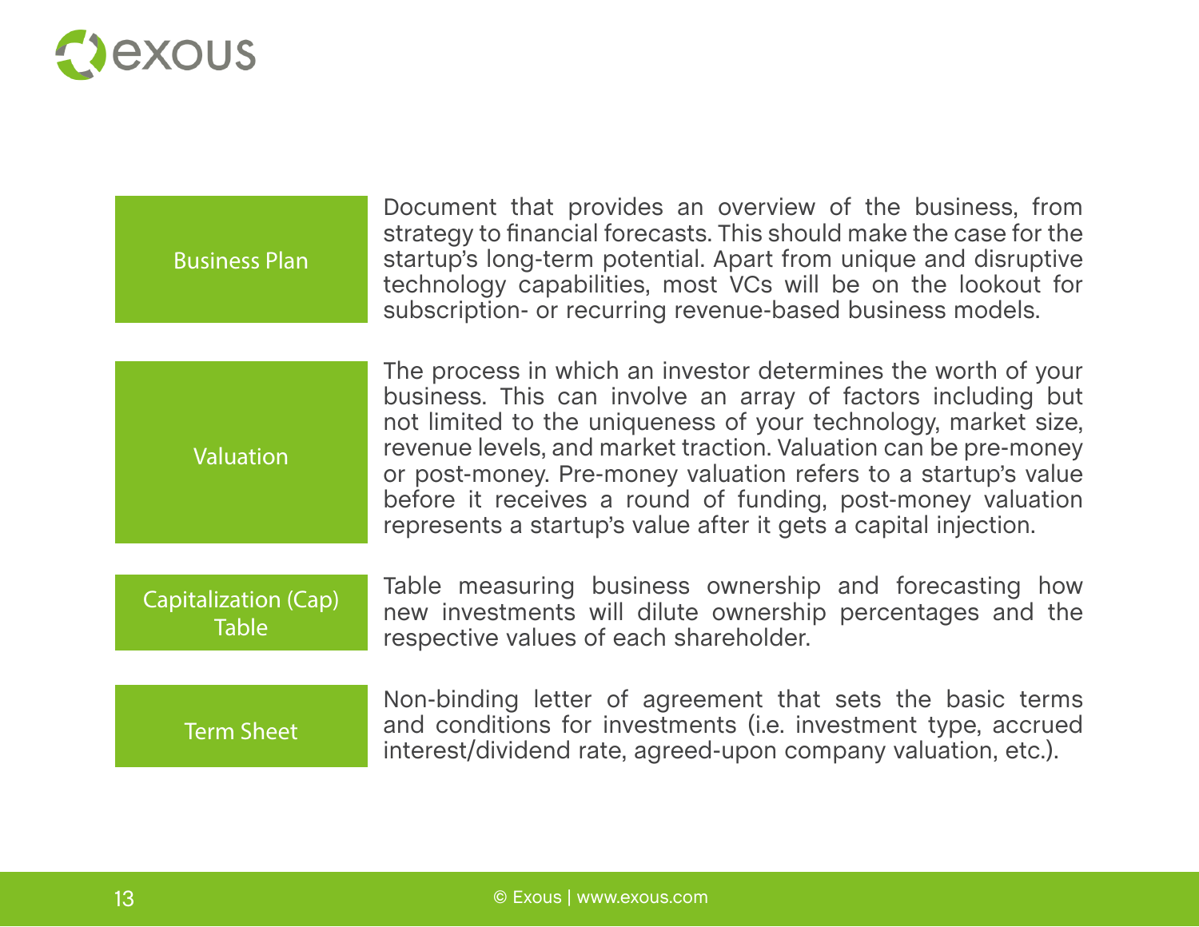| Term | Definition |
| --- | --- |
| Business Plan | Document that provides an overview of the business, from strategy to financial forecasts. This should make the case for the startup's long-term potential. Apart from unique and disruptive technology capabilities, most VCs will be on the lookout for subscription- or recurring revenue-based business models. |
| Valuation | The process in which an investor determines the worth of your business. This can involve an array of factors including but not limited to the uniqueness of your technology, market size, revenue levels, and market traction. Valuation can be pre-money or post-money. Pre-money valuation refers to a startup's value before it receives a round of funding, post-money valuation represents a startup's value after it gets a capital injection. |
| Capitalization (Cap) Table | Table measuring business ownership and forecasting how new investments will dilute ownership percentages and the respective values of each shareholder. |
| Term Sheet | Non-binding letter of agreement that sets the basic terms and conditions for investments (i.e. investment type, accrued interest/dividend rate, agreed-upon company valuation, etc.). |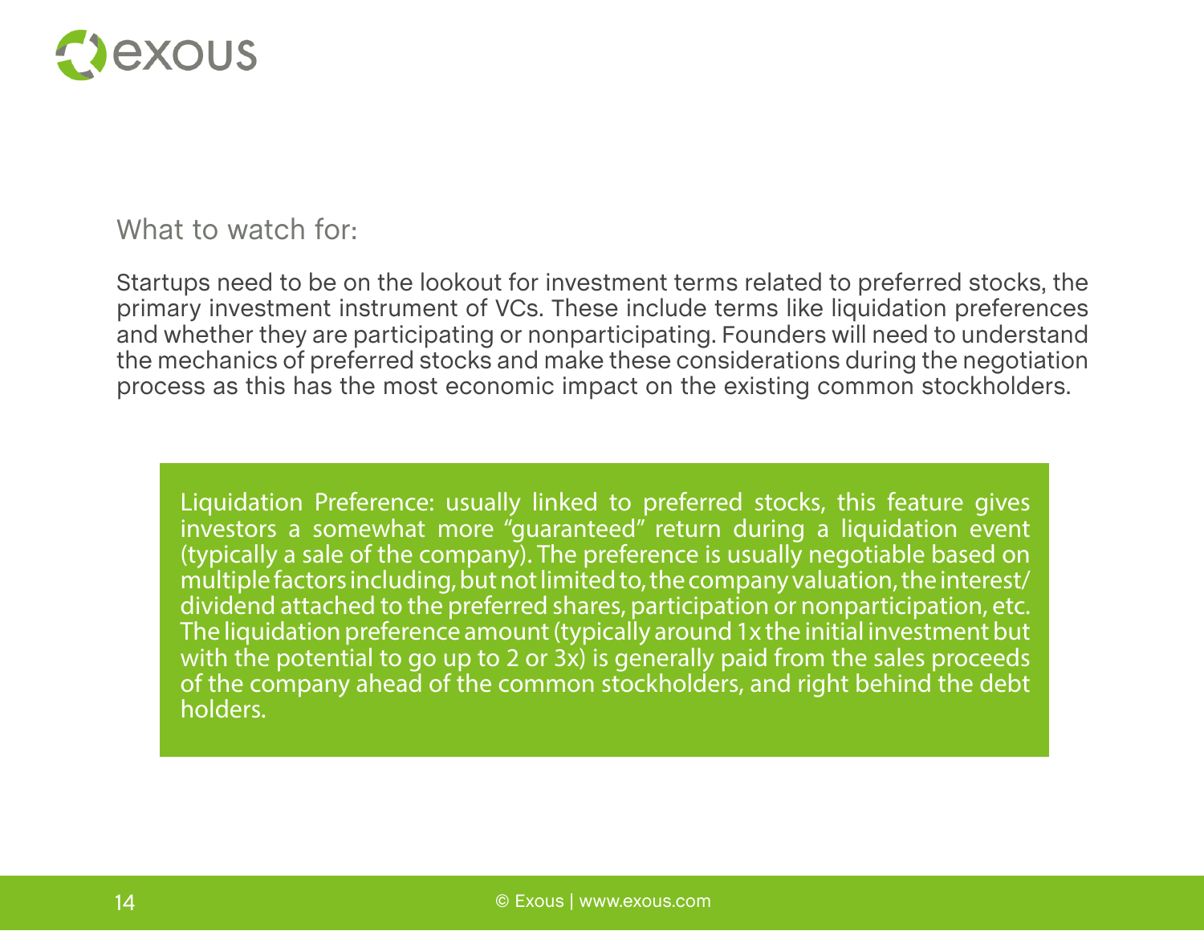## What to watch for:

Startups need to be on the lookout for investment terms related to preferred stocks, the primary investment instrument of VCs. These include terms like liquidation preferences and whether they are participating or nonparticipating. Founders will need to understand the mechanics of preferred stocks and make these considerations during the negotiation process as this has the most economic impact on the existing common stockholders.

> Liquidation Preference: usually linked to preferred stocks, this feature gives investors a somewhat more "guaranteed" return during a liquidation event (typically a sale of the company). The preference is usually negotiable based on multiple factors including, but not limited to, the company valuation, the interest/dividend attached to the preferred shares, participation or nonparticipation, etc. The liquidation preference amount (typically around 1x the initial investment but with the potential to go up to 2 or 3x) is generally paid from the sales proceeds of the company ahead of the common stockholders, and right behind the debt holders.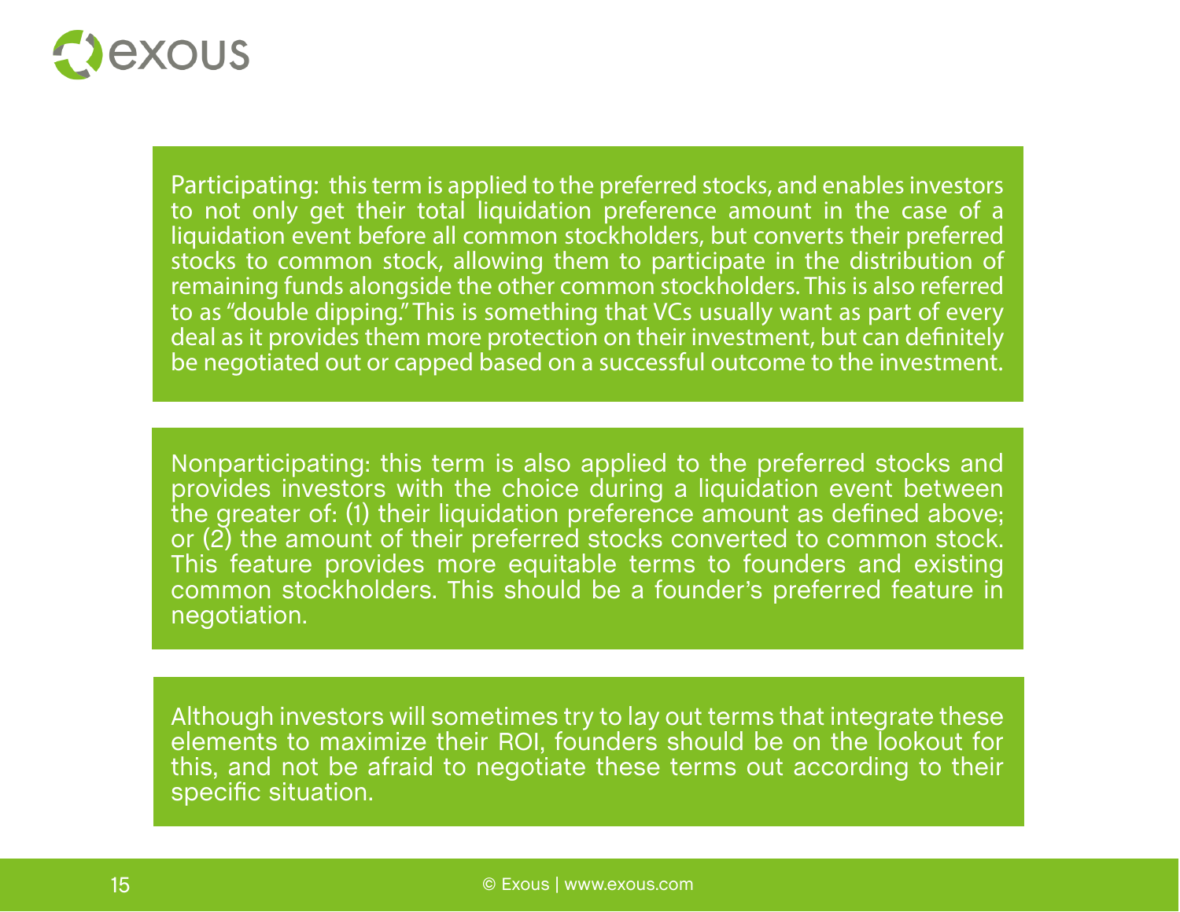Participating: this term is applied to the preferred stocks, and enables investors to not only get their total liquidation preference amount in the case of a liquidation event before all common stockholders, but converts their preferred stocks to common stock, allowing them to participate in the distribution of remaining funds alongside the other common stockholders. This is also referred to as "double dipping." This is something that VCs usually want as part of every deal as it provides them more protection on their investment, but can definitely be negotiated out or capped based on a successful outcome to the investment.

Nonparticipating: this term is also applied to the preferred stocks and provides investors with the choice during a liquidation event between the greater of: (1) their liquidation preference amount as defined above; or (2) the amount of their preferred stocks converted to common stock. This feature provides more equitable terms to founders and existing common stockholders. This should be a founder's preferred feature in negotiation.

Although investors will sometimes try to lay out terms that integrate these elements to maximize their ROI, founders should be on the lookout for this, and not be afraid to negotiate these terms out according to their specific situation.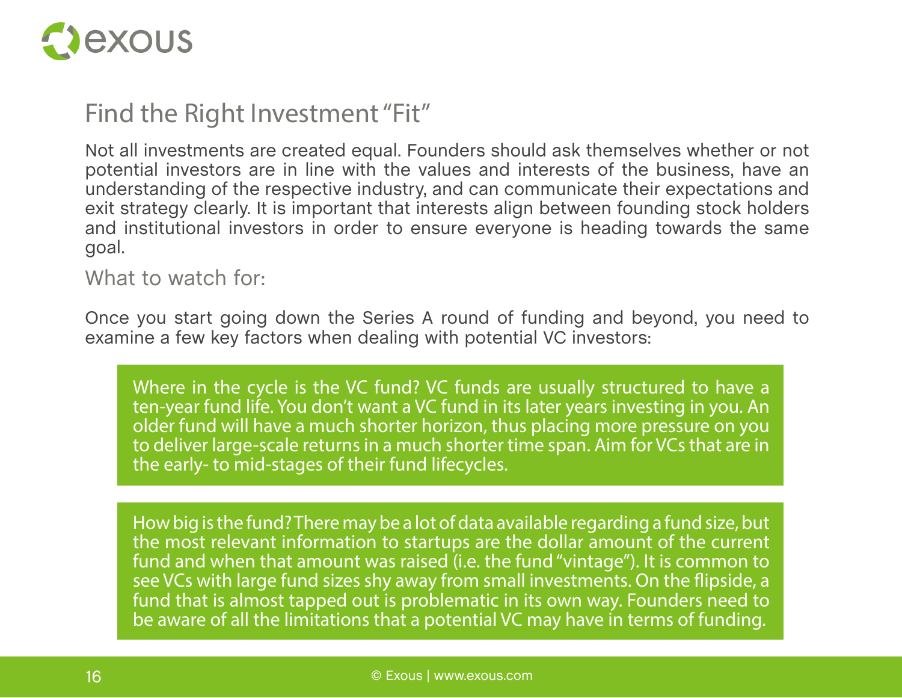## Find the Right Investment "Fit"

Not all investments are created equal. Founders should ask themselves whether or not potential investors are in line with the values and interests of the business, have an understanding of the respective industry, and can communicate their expectations and exit strategy clearly. It is important that interests align between founding stock holders and institutional investors in order to ensure everyone is heading towards the same goal.

### What to watch for:

Once you start going down the Series A round of funding and beyond, you need to examine a few key factors when dealing with potential VC investors:

> Where in the cycle is the VC fund? VC funds are usually structured to have a ten-year fund life. You don't want a VC fund in its later years investing in you. An older fund will have a much shorter horizon, thus placing more pressure on you to deliver large-scale returns in a much shorter time span. Aim for VCs that are in the early- to mid-stages of their fund lifecycles.

> How big is the fund? There may be a lot of data available regarding a fund size, but the most relevant information to startups are the dollar amount of the current fund and when that amount was raised (i.e. the fund "vintage"). It is common to see VCs with large fund sizes shy away from small investments. On the flipside, a fund that is almost tapped out is problematic in its own way. Founders need to be aware of all the limitations that a potential VC may have in terms of funding.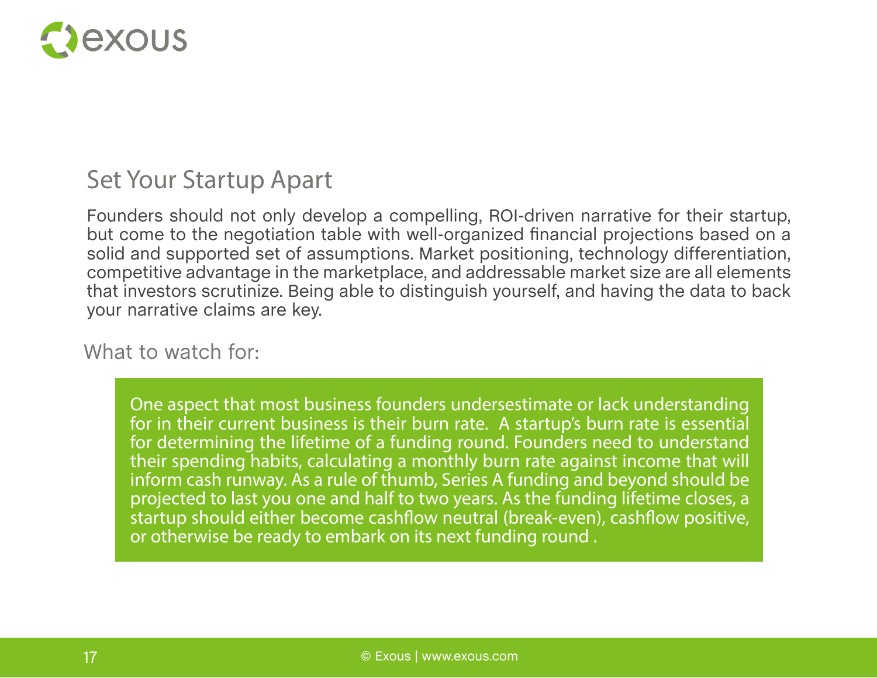## Set Your Startup Apart

Founders should not only develop a compelling, ROI-driven narrative for their startup, but come to the negotiation table with well-organized financial projections based on a solid and supported set of assumptions. Market positioning, technology differentiation, competitive advantage in the marketplace, and addressable market size are all elements that investors scrutinize. Being able to distinguish yourself, and having the data to back your narrative claims are key.

### What to watch for:

One aspect that most business founders undersestimate or lack understanding for in their current business is their burn rate. A startup's burn rate is essential for determining the lifetime of a funding round. Founders need to understand their spending habits, calculating a monthly burn rate against income that will inform cash runway. As a rule of thumb, Series A funding and beyond should be projected to last you one and half to two years. As the funding lifetime closes, a startup should either become cashflow neutral (break-even), cashflow positive, or otherwise be ready to embark on its next funding round .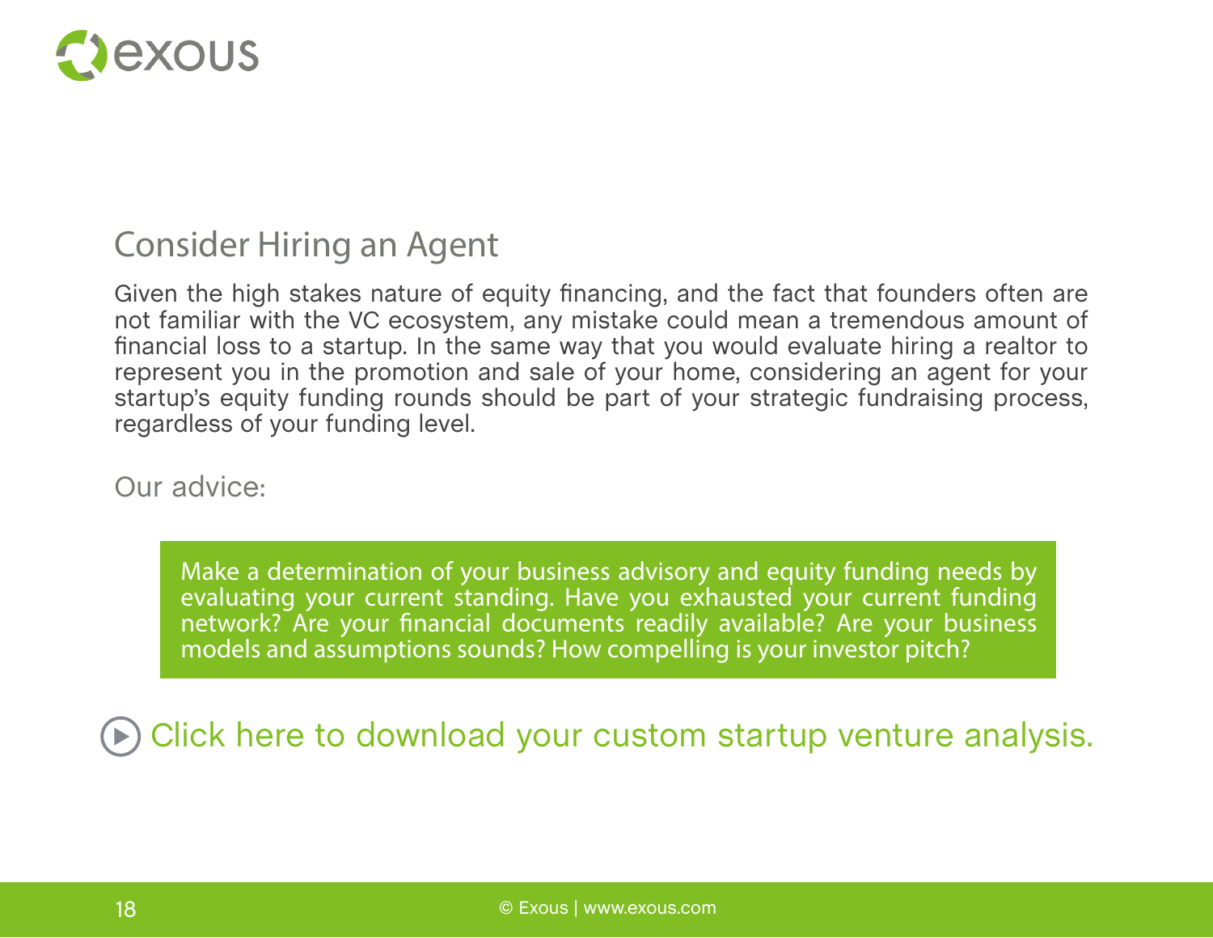## Consider Hiring an Agent

Given the high stakes nature of equity financing, and the fact that founders often are not familiar with the VC ecosystem, any mistake could mean a tremendous amount of financial loss to a startup. In the same way that you would evaluate hiring a realtor to represent you in the promotion and sale of your home, considering an agent for your startup's equity funding rounds should be part of your strategic fundraising process, regardless of your funding level.

Our advice:

> Make a determination of your business advisory and equity funding needs by evaluating your current standing. Have you exhausted your current funding network? Are your financial documents readily available? Are your business models and assumptions sounds? How compelling is your investor pitch?

Click here to download your custom startup venture analysis.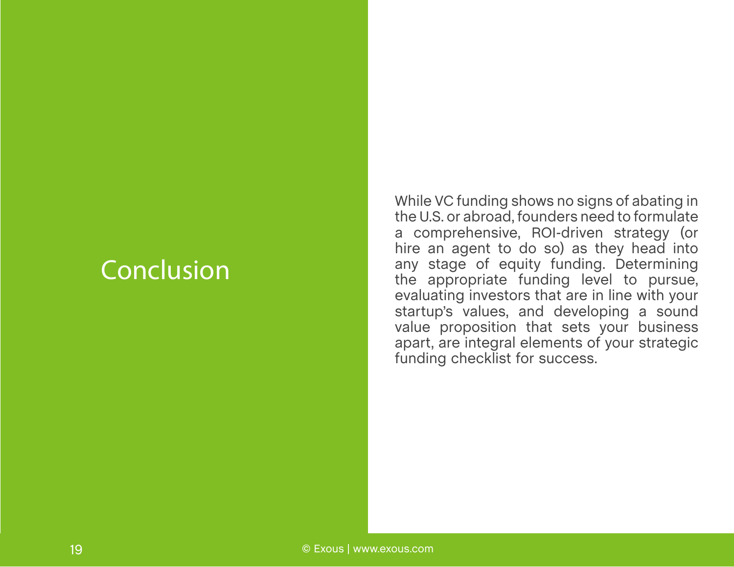# Conclusion

While VC funding shows no signs of abating in the U.S. or abroad, founders need to formulate a comprehensive, ROI-driven strategy (or hire an agent to do so) as they head into any stage of equity funding. Determining the appropriate funding level to pursue, evaluating investors that are in line with your startup's values, and developing a sound value proposition that sets your business apart, are integral elements of your strategic funding checklist for success.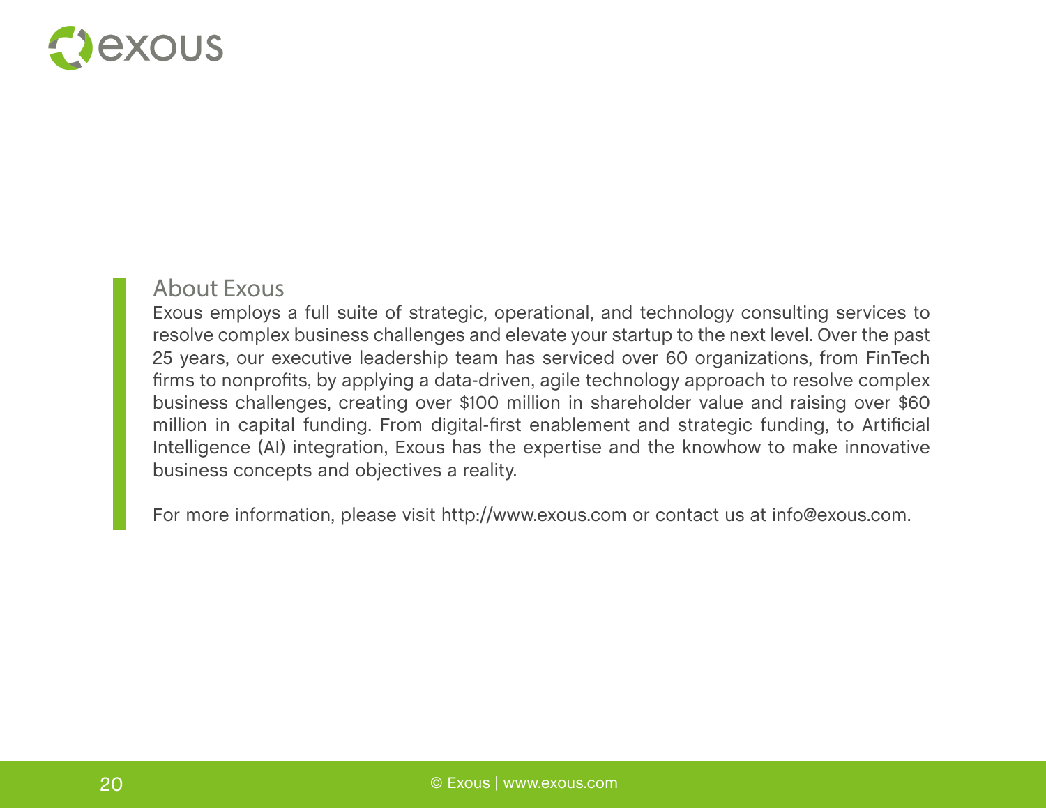## About Exous

Exous employs a full suite of strategic, operational, and technology consulting services to resolve complex business challenges and elevate your startup to the next level. Over the past 25 years, our executive leadership team has serviced over 60 organizations, from FinTech firms to nonprofits, by applying a data-driven, agile technology approach to resolve complex business challenges, creating over $100 million in shareholder value and raising over $60 million in capital funding. From digital-first enablement and strategic funding, to Artificial Intelligence (AI) integration, Exous has the expertise and the knowhow to make innovative business concepts and objectives a reality.

For more information, please visit http://www.exous.com or contact us at info@exous.com.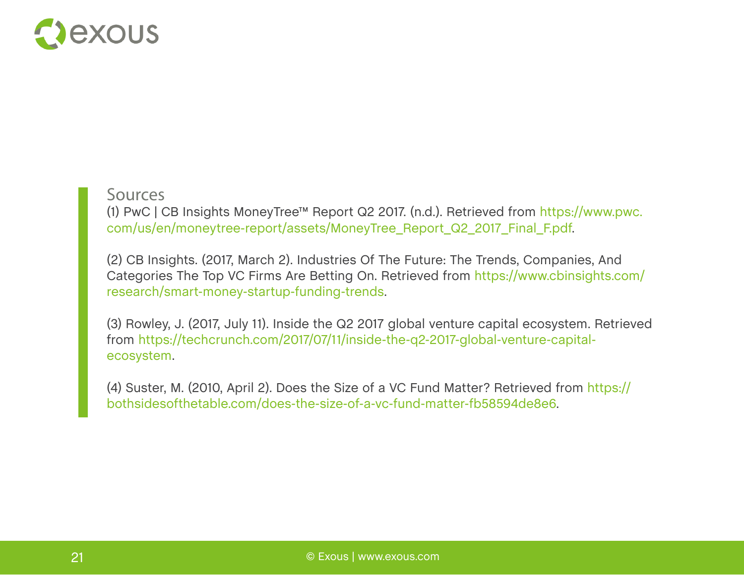## Sources

(1) PwC | CB Insights MoneyTree™ Report Q2 2017. (n.d.). Retrieved from https://www.pwc.com/us/en/moneytree-report/assets/MoneyTree_Report_Q2_2017_Final_F.pdf.

(2) CB Insights. (2017, March 2). Industries Of The Future: The Trends, Companies, And Categories The Top VC Firms Are Betting On. Retrieved from https://www.cbinsights.com/research/smart-money-startup-funding-trends.

(3) Rowley, J. (2017, July 11). Inside the Q2 2017 global venture capital ecosystem. Retrieved from https://techcrunch.com/2017/07/11/inside-the-q2-2017-global-venture-capital-ecosystem.

(4) Suster, M. (2010, April 2). Does the Size of a VC Fund Matter? Retrieved from https://bothsidesofthetable.com/does-the-size-of-a-vc-fund-matter-fb58594de8e6.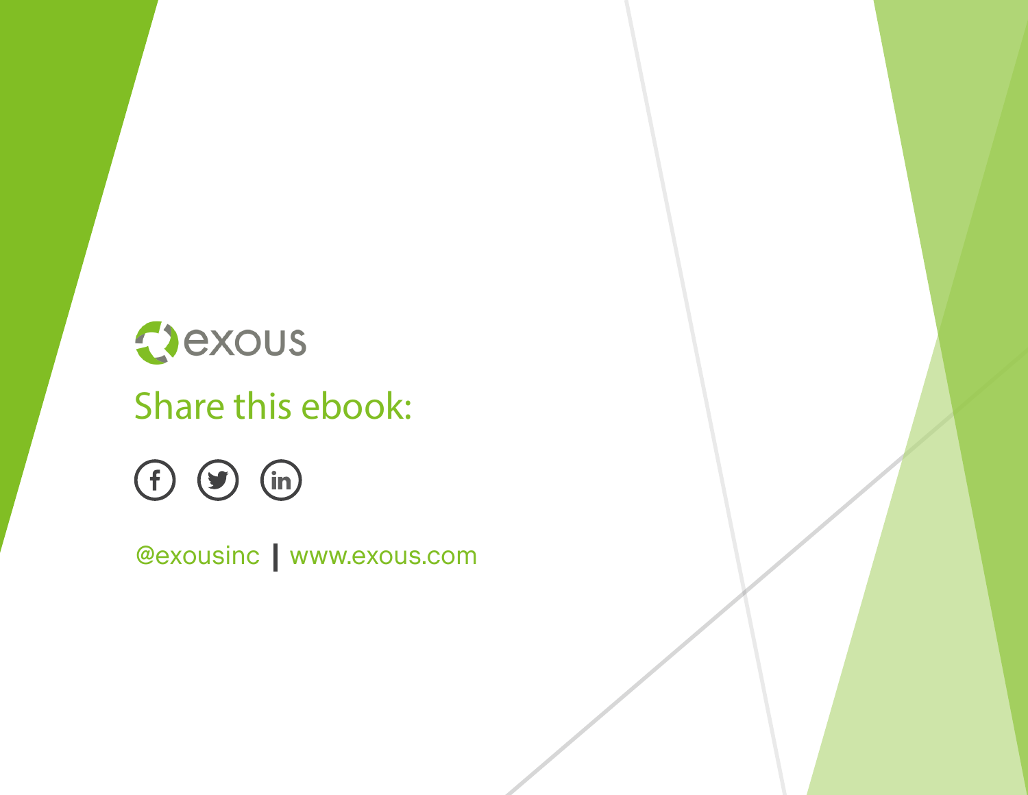exous

Share this ebook:

@exousinc | www.exous.com